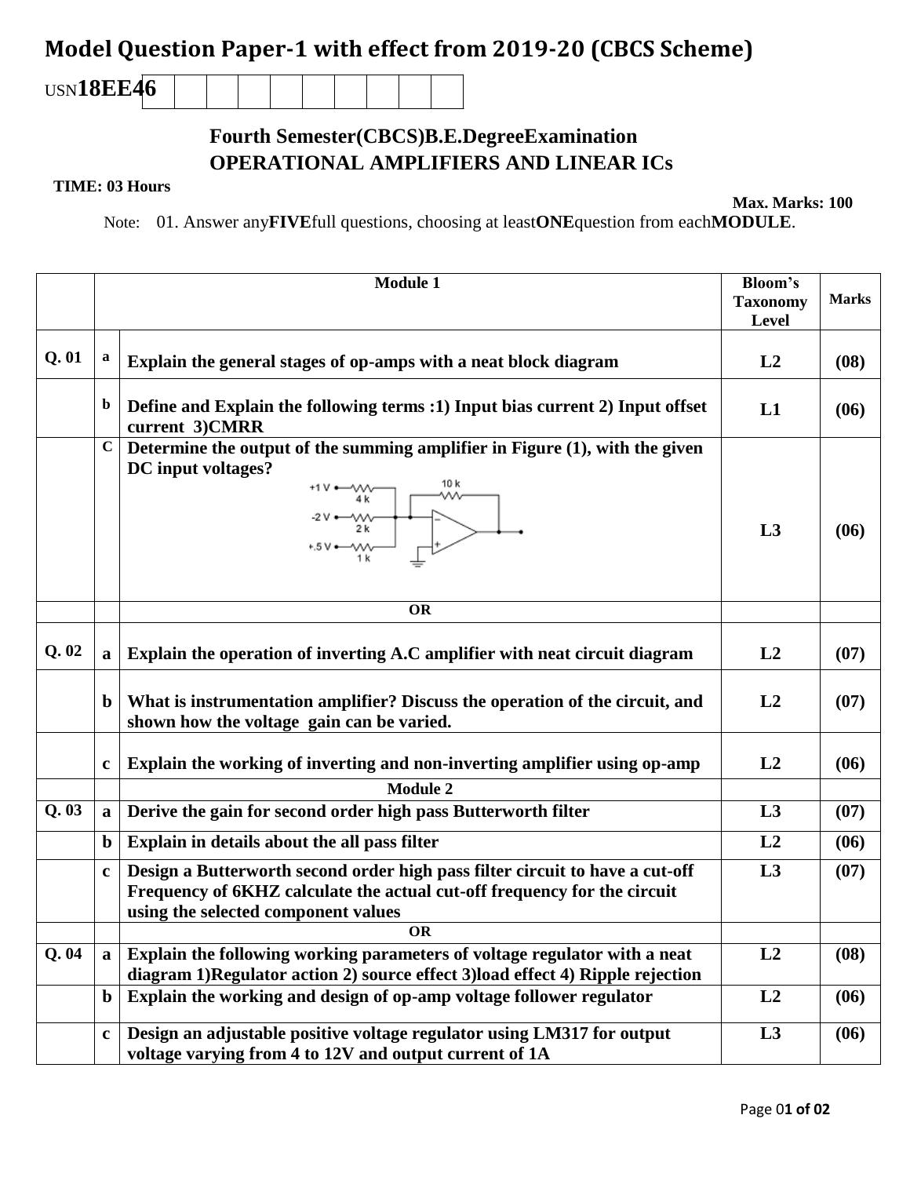# Model Question Paper-1 with effect from 2019-20 (CBCS Scheme)

USN **18EE46**

**Fourth Semester(CBCS)B.E.DegreeExamination**
**OPERATIONAL AMPLIFIERS AND LINEAR ICs**

**TIME: 03 Hours** | **Max. Marks: 100**

Note: 01. Answer any**FIVE**full questions, choosing at least**ONE**question from each**MODULE**.

| | | **Module 1** | **Bloom's Taxonomy Level** | **Marks** |
|---|---|---|---|---|
| **Q. 01** | **a** | **Explain the general stages of op-amps with a neat block diagram** | **L2** | **(08)** |
| | **b** | **Define and Explain the following terms :1) Input bias current 2) Input offset current 3)CMRR** | **L1** | **(06)** |
| | **C** | **Determine the output of the summing amplifier in Figure (1), with the given DC input voltages?** +1 V — 4 k; -2 V — 2 k; +.5 V — 1 k; 10 k | **L3** | **(06)** |
| | | **OR** | | |
| **Q. 02** | **a** | **Explain the operation of inverting A.C amplifier with neat circuit diagram** | **L2** | **(07)** |
| | **b** | **What is instrumentation amplifier? Discuss the operation of the circuit, and shown how the voltage gain can be varied.** | **L2** | **(07)** |
| | **c** | **Explain the working of inverting and non-inverting amplifier using op-amp** | **L2** | **(06)** |
| | | **Module 2** | | |
| **Q. 03** | **a** | **Derive the gain for second order high pass Butterworth filter** | **L3** | **(07)** |
| | **b** | **Explain in details about the all pass filter** | **L2** | **(06)** |
| | **c** | **Design a Butterworth second order high pass filter circuit to have a cut-off Frequency of 6KHZ calculate the actual cut-off frequency for the circuit using the selected component values** | **L3** | **(07)** |
| | | **OR** | | |
| **Q. 04** | **a** | **Explain the following working parameters of voltage regulator with a neat diagram 1)Regulator action 2) source effect 3)load effect 4) Ripple rejection** | **L2** | **(08)** |
| | **b** | **Explain the working and design of op-amp voltage follower regulator** | **L2** | **(06)** |
| | **c** | **Design an adjustable positive voltage regulator using LM317 for output voltage varying from 4 to 12V and output current of 1A** | **L3** | **(06)** |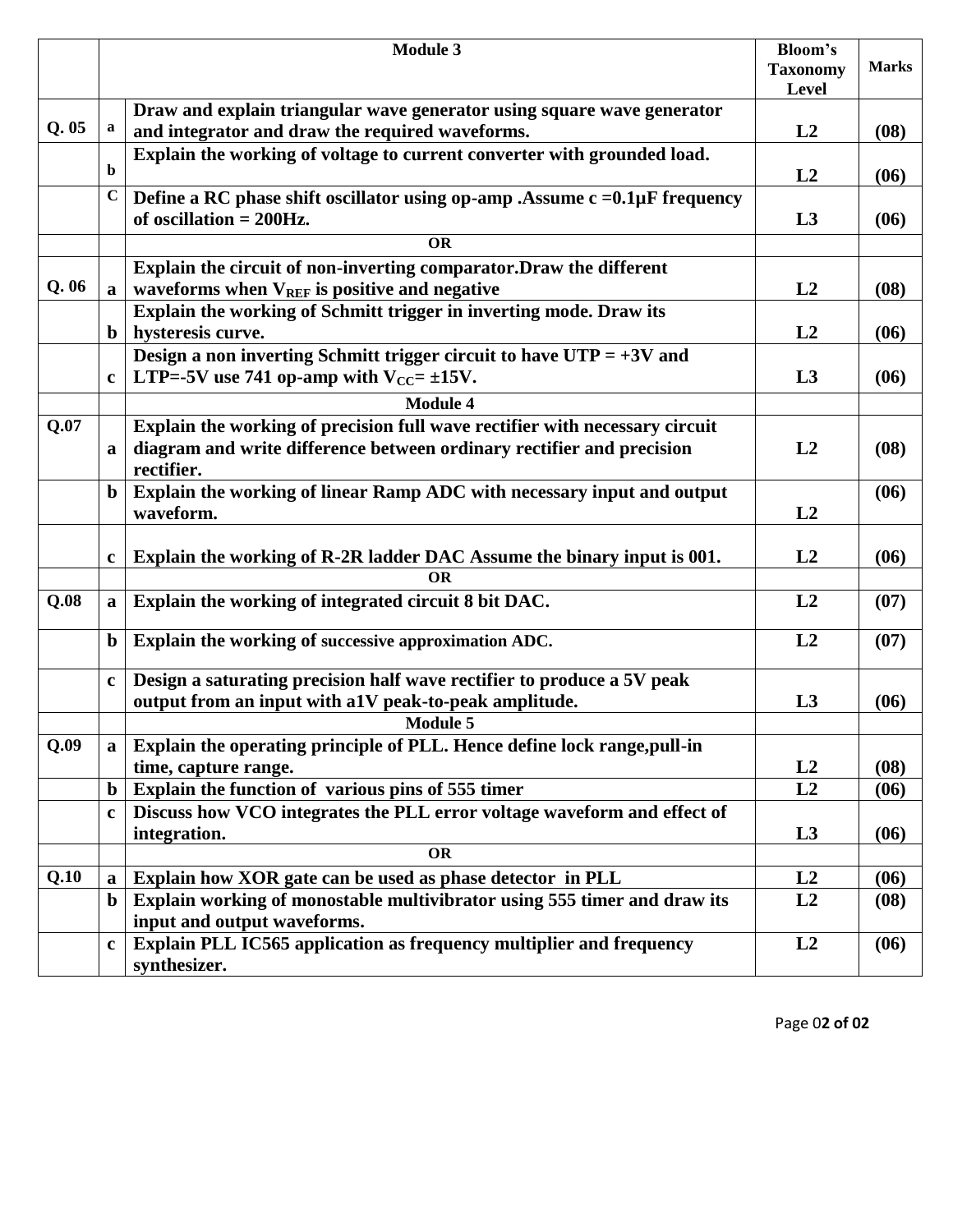| | | Module 3 | Bloom's Taxonomy Level | Marks |
|---|---|---|---|---|
| Q. 05 | a | Draw and explain triangular wave generator using square wave generator and integrator and draw the required waveforms. | L2 | (08) |
| | b | Explain the working of voltage to current converter with grounded load. | L2 | (06) |
| | C | Define a RC phase shift oscillator using op-amp .Assume c =0.1µF frequency of oscillation = 200Hz. | L3 | (06) |
| | | OR | | |
| Q. 06 | a | Explain the circuit of non-inverting comparator.Draw the different waveforms when $V_{REF}$ is positive and negative | L2 | (08) |
| | b | Explain the working of Schmitt trigger in inverting mode. Draw its hysteresis curve. | L2 | (06) |
| | c | Design a non inverting Schmitt trigger circuit to have UTP = +3V and LTP=-5V use 741 op-amp with $V_{CC}$= ±15V. | L3 | (06) |
| | | Module 4 | | |
| Q.07 | a | Explain the working of precision full wave rectifier with necessary circuit diagram and write difference between ordinary rectifier and precision rectifier. | L2 | (08) |
| | b | Explain the working of linear Ramp ADC with necessary input and output waveform. | L2 | (06) |
| | c | Explain the working of R-2R ladder DAC Assume the binary input is 001. | L2 | (06) |
| | | OR | | |
| Q.08 | a | Explain the working of integrated circuit 8 bit DAC. | L2 | (07) |
| | b | Explain the working of successive approximation ADC. | L2 | (07) |
| | c | Design a saturating precision half wave rectifier to produce a 5V peak output from an input with a1V peak-to-peak amplitude. | L3 | (06) |
| | | Module 5 | | |
| Q.09 | a | Explain the operating principle of PLL. Hence define lock range,pull-in time, capture range. | L2 | (08) |
| | b | Explain the function of various pins of 555 timer | L2 | (06) |
| | c | Discuss how VCO integrates the PLL error voltage waveform and effect of integration. | L3 | (06) |
| | | OR | | |
| Q.10 | a | Explain how XOR gate can be used as phase detector in PLL | L2 | (06) |
| | b | Explain working of monostable multivibrator using 555 timer and draw its input and output waveforms. | L2 | (08) |
| | c | Explain PLL IC565 application as frequency multiplier and frequency synthesizer. | L2 | (06) |